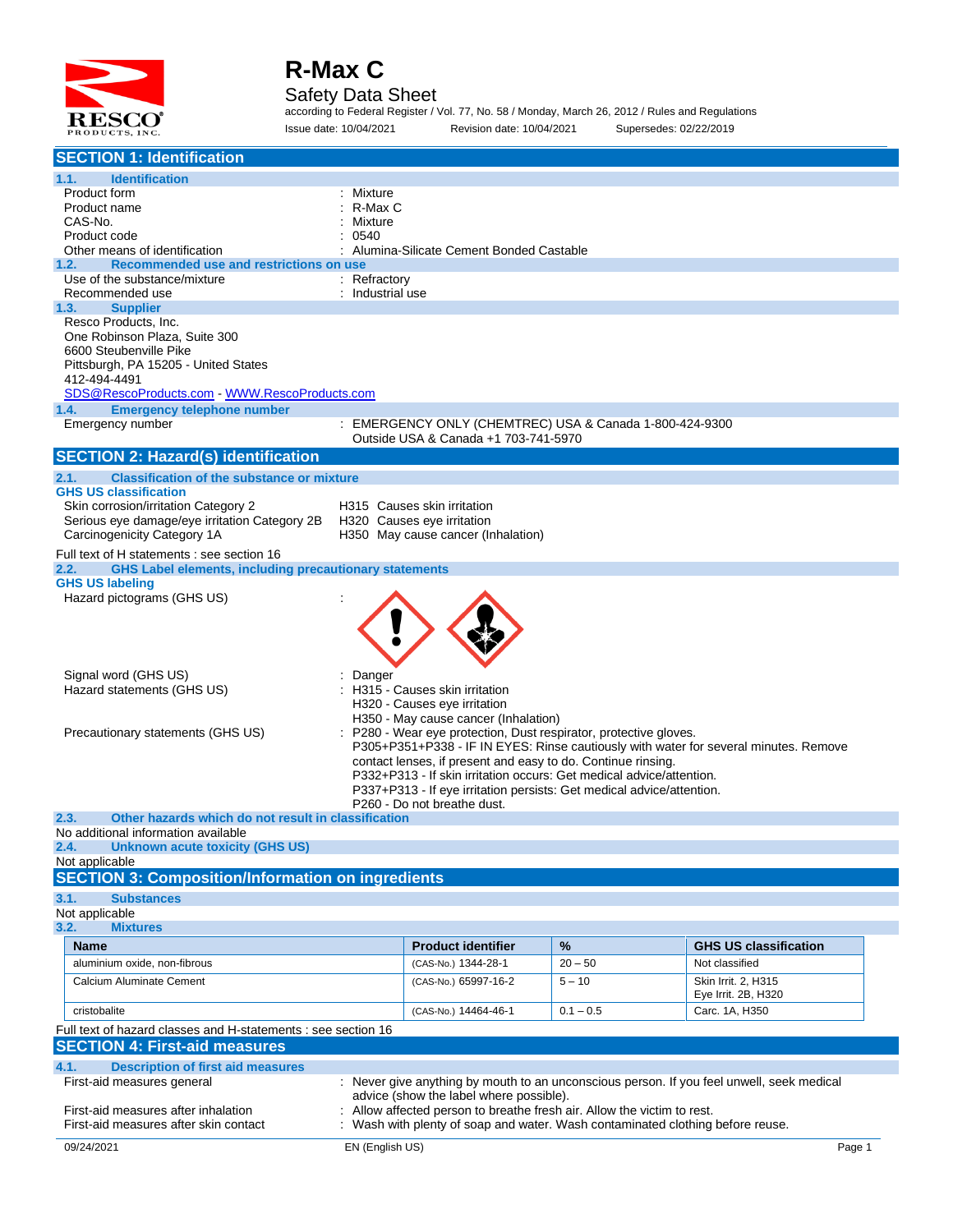# R-Max C

## Safety Data Sheet

according to Federal Register / Vol. 77, No. 58 / Monday, March 26, 2012 / Rules and Regulations

Issue date: 10/04/2021 Revision date: 10/04/2021 Supersedes: 02/22/2019

## SECTION 1: Identification

### 1.1. Identification

| | |
|---|---|
| Product form | : Mixture |
| Product name | : R-Max C |
| CAS-No. | : Mixture |
| Product code | : 0540 |
| Other means of identification | : Alumina-Silicate Cement Bonded Castable |

### 1.2. Recommended use and restrictions on use

| | |
|---|---|
| Use of the substance/mixture | : Refractory |
| Recommended use | : Industrial use |

### 1.3. Supplier

Resco Products, Inc.
One Robinson Plaza, Suite 300
6600 Steubenville Pike
Pittsburgh, PA 15205 - United States
412-494-4491
SDS@RescoProducts.com - WWW.RescoProducts.com

### 1.4. Emergency telephone number

| | |
|---|---|
| Emergency number | : EMERGENCY ONLY (CHEMTREC) USA & Canada 1-800-424-9300<br>Outside USA & Canada +1 703-741-5970 |

## SECTION 2: Hazard(s) identification

### 2.1. Classification of the substance or mixture

**GHS US classification**

| | |
|---|---|
| Skin corrosion/irritation Category 2 | H315 Causes skin irritation |
| Serious eye damage/eye irritation Category 2B | H320 Causes eye irritation |
| Carcinogenicity Category 1A | H350 May cause cancer (Inhalation) |

Full text of H statements : see section 16

### 2.2. GHS Label elements, including precautionary statements

**GHS US labeling**

Hazard pictograms (GHS US) :

Signal word (GHS US) : Danger

Hazard statements (GHS US) :
- H315 - Causes skin irritation
- H320 - Causes eye irritation
- H350 - May cause cancer (Inhalation)

Precautionary statements (GHS US) :
- P280 - Wear eye protection, Dust respirator, protective gloves.
- P305+P351+P338 - IF IN EYES: Rinse cautiously with water for several minutes. Remove contact lenses, if present and easy to do. Continue rinsing.
- P332+P313 - If skin irritation occurs: Get medical advice/attention.
- P337+P313 - If eye irritation persists: Get medical advice/attention.
- P260 - Do not breathe dust.

### 2.3. Other hazards which do not result in classification

No additional information available

### 2.4. Unknown acute toxicity (GHS US)

Not applicable

## SECTION 3: Composition/Information on ingredients

### 3.1. Substances

Not applicable

### 3.2. Mixtures

| Name | Product identifier | % | GHS US classification |
|---|---|---|---|
| aluminium oxide, non-fibrous | (CAS-No.) 1344-28-1 | 20 – 50 | Not classified |
| Calcium Aluminate Cement | (CAS-No.) 65997-16-2 | 5 – 10 | Skin Irrit. 2, H315<br>Eye Irrit. 2B, H320 |
| cristobalite | (CAS-No.) 14464-46-1 | 0.1 – 0.5 | Carc. 1A, H350 |

Full text of hazard classes and H-statements : see section 16

## SECTION 4: First-aid measures

### 4.1. Description of first aid measures

| | |
|---|---|
| First-aid measures general | : Never give anything by mouth to an unconscious person. If you feel unwell, seek medical advice (show the label where possible). |
| First-aid measures after inhalation | : Allow affected person to breathe fresh air. Allow the victim to rest. |
| First-aid measures after skin contact | : Wash with plenty of soap and water. Wash contaminated clothing before reuse. |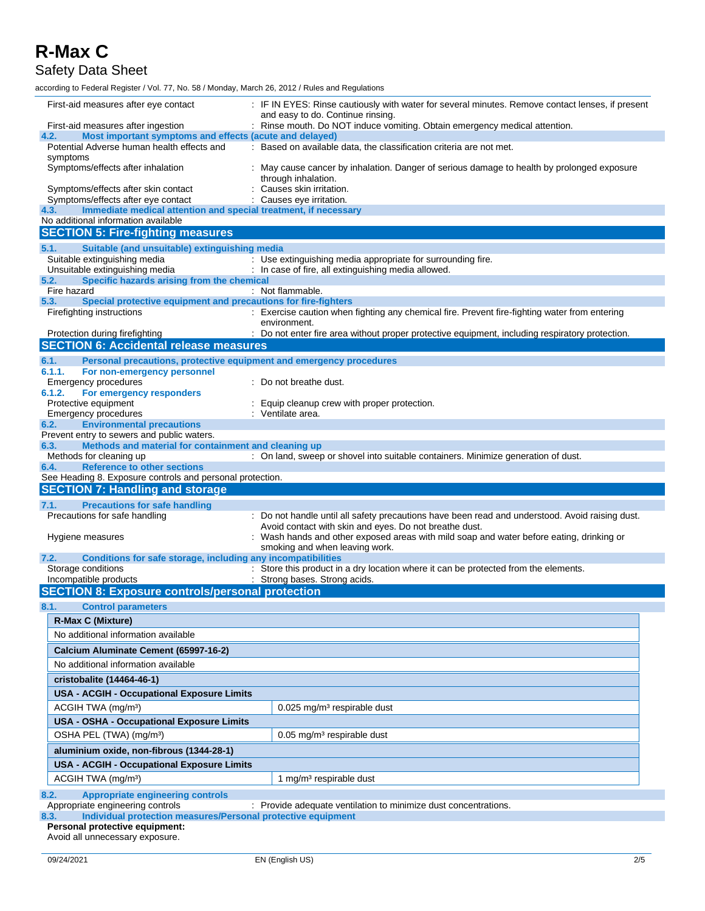First-aid measures after eye contact : IF IN EYES: Rinse cautiously with water for several minutes. Remove contact lenses, if present and easy to do. Continue rinsing.

First-aid measures after ingestion : Rinse mouth. Do NOT induce vomiting. Obtain emergency medical attention.

### 4.2. Most important symptoms and effects (acute and delayed)

Potential Adverse human health effects and symptoms : Based on available data, the classification criteria are not met.

Symptoms/effects after inhalation : May cause cancer by inhalation. Danger of serious damage to health by prolonged exposure through inhalation.

Symptoms/effects after skin contact : Causes skin irritation.

Symptoms/effects after eye contact : Causes eye irritation.

### 4.3. Immediate medical attention and special treatment, if necessary

No additional information available

## SECTION 5: Fire-fighting measures

### 5.1. Suitable (and unsuitable) extinguishing media

Suitable extinguishing media : Use extinguishing media appropriate for surrounding fire.

Unsuitable extinguishing media : In case of fire, all extinguishing media allowed.

### 5.2. Specific hazards arising from the chemical

Fire hazard : Not flammable.

### 5.3. Special protective equipment and precautions for fire-fighters

Firefighting instructions : Exercise caution when fighting any chemical fire. Prevent fire-fighting water from entering environment.

Protection during firefighting : Do not enter fire area without proper protective equipment, including respiratory protection.

## SECTION 6: Accidental release measures

### 6.1. Personal precautions, protective equipment and emergency procedures

#### 6.1.1. For non-emergency personnel

Emergency procedures : Do not breathe dust.

#### 6.1.2. For emergency responders

Protective equipment : Equip cleanup crew with proper protection.

Emergency procedures : Ventilate area.

### 6.2. Environmental precautions

Prevent entry to sewers and public waters.

### 6.3. Methods and material for containment and cleaning up

Methods for cleaning up : On land, sweep or shovel into suitable containers. Minimize generation of dust.

### 6.4. Reference to other sections

See Heading 8. Exposure controls and personal protection.

## SECTION 7: Handling and storage

### 7.1. Precautions for safe handling

Precautions for safe handling : Do not handle until all safety precautions have been read and understood. Avoid raising dust. Avoid contact with skin and eyes. Do not breathe dust.

Hygiene measures : Wash hands and other exposed areas with mild soap and water before eating, drinking or smoking and when leaving work.

### 7.2. Conditions for safe storage, including any incompatibilities

Storage conditions : Store this product in a dry location where it can be protected from the elements.

Incompatible products : Strong bases. Strong acids.

## SECTION 8: Exposure controls/personal protection

### 8.1. Control parameters

| **R-Max C (Mixture)** | |
|---|---|
| No additional information available | |
| **Calcium Aluminate Cement (65997-16-2)** | |
| No additional information available | |
| **cristobalite (14464-46-1)** | |
| **USA - ACGIH - Occupational Exposure Limits** | |
| ACGIH TWA (mg/m³) | 0.025 mg/m³ respirable dust |
| **USA - OSHA - Occupational Exposure Limits** | |
| OSHA PEL (TWA) (mg/m³) | 0.05 mg/m³ respirable dust |
| **aluminium oxide, non-fibrous (1344-28-1)** | |
| **USA - ACGIH - Occupational Exposure Limits** | |
| ACGIH TWA (mg/m³) | 1 mg/m³ respirable dust |

### 8.2. Appropriate engineering controls

Appropriate engineering controls : Provide adequate ventilation to minimize dust concentrations.

### 8.3. Individual protection measures/Personal protective equipment

**Personal protective equipment:**

Avoid all unnecessary exposure.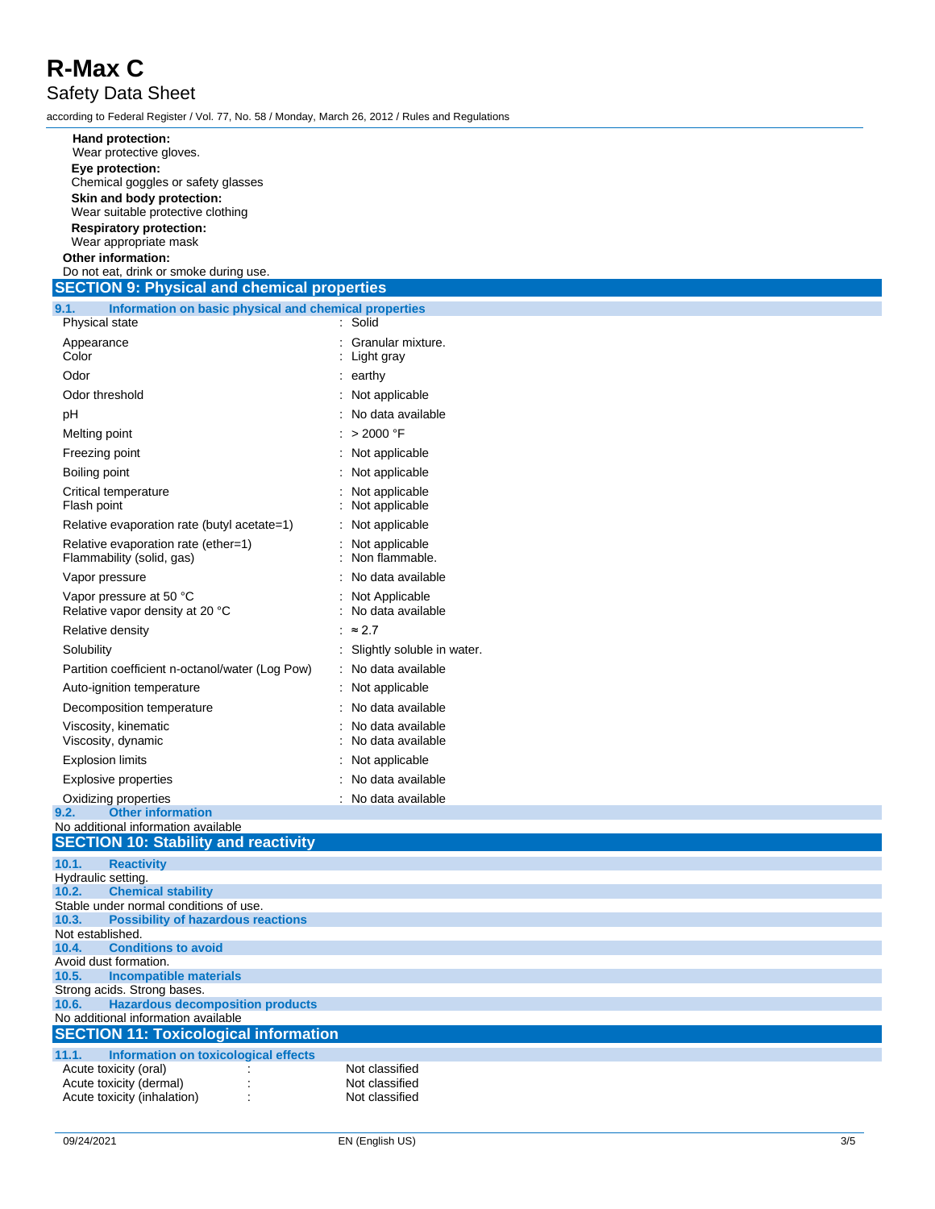**Hand protection:**

Wear protective gloves.

**Eye protection:**

Chemical goggles or safety glasses

**Skin and body protection:**

Wear suitable protective clothing

**Respiratory protection:**

Wear appropriate mask

**Other information:**

Do not eat, drink or smoke during use.

## SECTION 9: Physical and chemical properties

### 9.1. Information on basic physical and chemical properties

| Property | Value |
|---|---|
| Physical state | : Solid |
| Appearance | : Granular mixture. |
| Color | : Light gray |
| Odor | : earthy |
| Odor threshold | : Not applicable |
| pH | : No data available |
| Melting point | : > 2000 °F |
| Freezing point | : Not applicable |
| Boiling point | : Not applicable |
| Critical temperature | : Not applicable |
| Flash point | : Not applicable |
| Relative evaporation rate (butyl acetate=1) | : Not applicable |
| Relative evaporation rate (ether=1) | : Not applicable |
| Flammability (solid, gas) | : Non flammable. |
| Vapor pressure | : No data available |
| Vapor pressure at 50 °C | : Not Applicable |
| Relative vapor density at 20 °C | : No data available |
| Relative density | : ≈ 2.7 |
| Solubility | : Slightly soluble in water. |
| Partition coefficient n-octanol/water (Log Pow) | : No data available |
| Auto-ignition temperature | : Not applicable |
| Decomposition temperature | : No data available |
| Viscosity, kinematic | : No data available |
| Viscosity, dynamic | : No data available |
| Explosion limits | : Not applicable |
| Explosive properties | : No data available |
| Oxidizing properties | : No data available |

### 9.2. Other information

No additional information available

## SECTION 10: Stability and reactivity

### 10.1. Reactivity

Hydraulic setting.

### 10.2. Chemical stability

Stable under normal conditions of use.

### 10.3. Possibility of hazardous reactions

Not established.

### 10.4. Conditions to avoid

Avoid dust formation.

### 10.5. Incompatible materials

Strong acids. Strong bases.

### 10.6. Hazardous decomposition products

No additional information available

## SECTION 11: Toxicological information

### 11.1. Information on toxicological effects

| Property | Value |
|---|---|
| Acute toxicity (oral) | : Not classified |
| Acute toxicity (dermal) | : Not classified |
| Acute toxicity (inhalation) | : Not classified |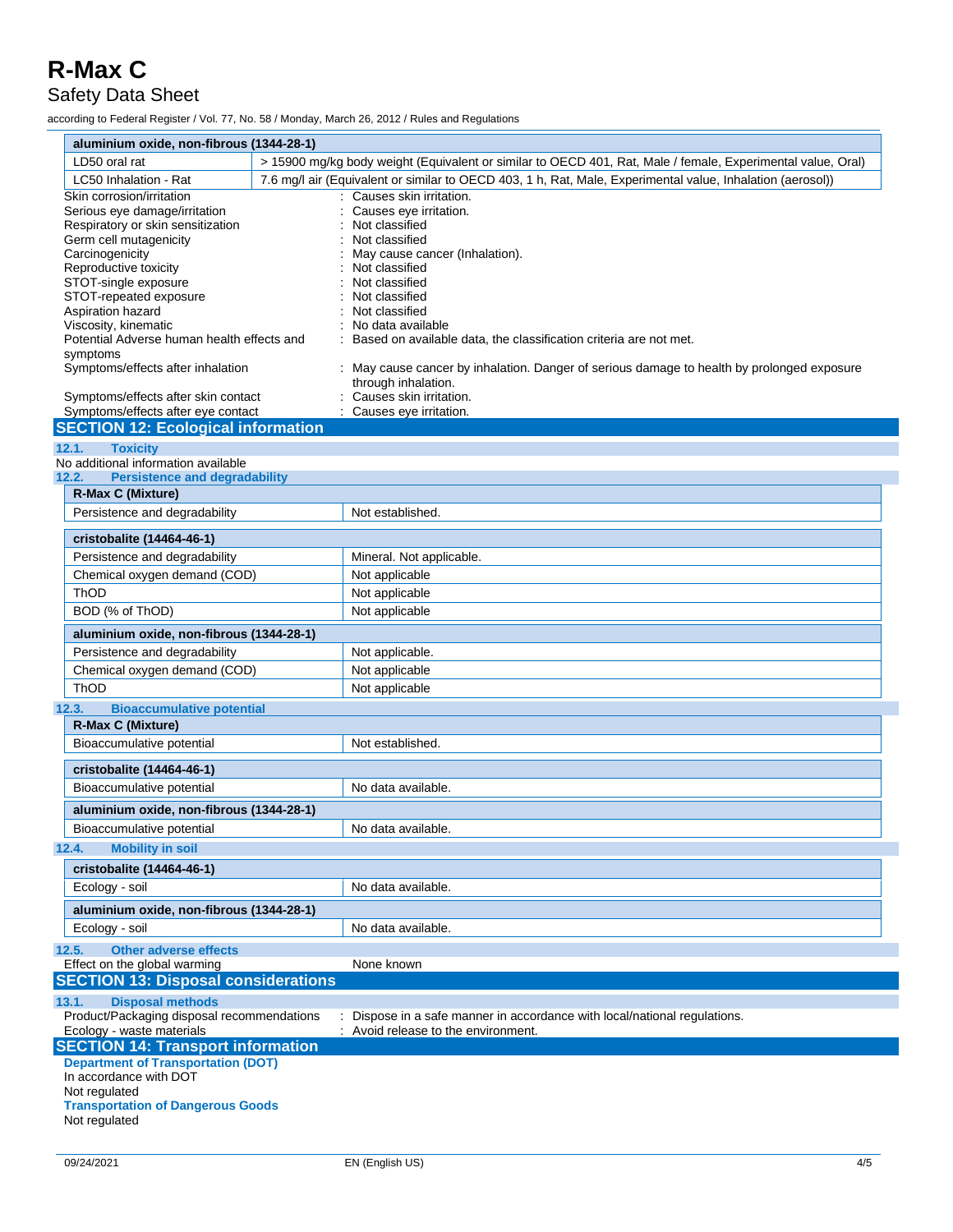| aluminium oxide, non-fibrous (1344-28-1) | |
|---|---|
| LD50 oral rat | > 15900 mg/kg body weight (Equivalent or similar to OECD 401, Rat, Male / female, Experimental value, Oral) |
| LC50 Inhalation - Rat | 7.6 mg/l air (Equivalent or similar to OECD 403, 1 h, Rat, Male, Experimental value, Inhalation (aerosol)) |

Skin corrosion/irritation : Causes skin irritation.
Serious eye damage/irritation : Causes eye irritation.
Respiratory or skin sensitization : Not classified
Germ cell mutagenicity : Not classified
Carcinogenicity : May cause cancer (Inhalation).
Reproductive toxicity : Not classified
STOT-single exposure : Not classified
STOT-repeated exposure : Not classified
Aspiration hazard : Not classified
Viscosity, kinematic : No data available
Potential Adverse human health effects and symptoms : Based on available data, the classification criteria are not met.
Symptoms/effects after inhalation : May cause cancer by inhalation. Danger of serious damage to health by prolonged exposure through inhalation.
Symptoms/effects after skin contact : Causes skin irritation.
Symptoms/effects after eye contact : Causes eye irritation.

## SECTION 12: Ecological information

### 12.1. Toxicity

No additional information available

### 12.2. Persistence and degradability

| R-Max C (Mixture) | |
|---|---|
| Persistence and degradability | Not established. |

| cristobalite (14464-46-1) | |
|---|---|
| Persistence and degradability | Mineral. Not applicable. |
| Chemical oxygen demand (COD) | Not applicable |
| ThOD | Not applicable |
| BOD (% of ThOD) | Not applicable |

| aluminium oxide, non-fibrous (1344-28-1) | |
|---|---|
| Persistence and degradability | Not applicable. |
| Chemical oxygen demand (COD) | Not applicable |
| ThOD | Not applicable |

### 12.3. Bioaccumulative potential

| R-Max C (Mixture) | |
|---|---|
| Bioaccumulative potential | Not established. |

| cristobalite (14464-46-1) | |
|---|---|
| Bioaccumulative potential | No data available. |

| aluminium oxide, non-fibrous (1344-28-1) | |
|---|---|
| Bioaccumulative potential | No data available. |

### 12.4. Mobility in soil

| cristobalite (14464-46-1) | |
|---|---|
| Ecology - soil | No data available. |

| aluminium oxide, non-fibrous (1344-28-1) | |
|---|---|
| Ecology - soil | No data available. |

### 12.5. Other adverse effects

Effect on the global warming : None known

## SECTION 13: Disposal considerations

### 13.1. Disposal methods

Product/Packaging disposal recommendations : Dispose in a safe manner in accordance with local/national regulations.
Ecology - waste materials : Avoid release to the environment.

## SECTION 14: Transport information

**Department of Transportation (DOT)**

In accordance with DOT

Not regulated

**Transportation of Dangerous Goods**

Not regulated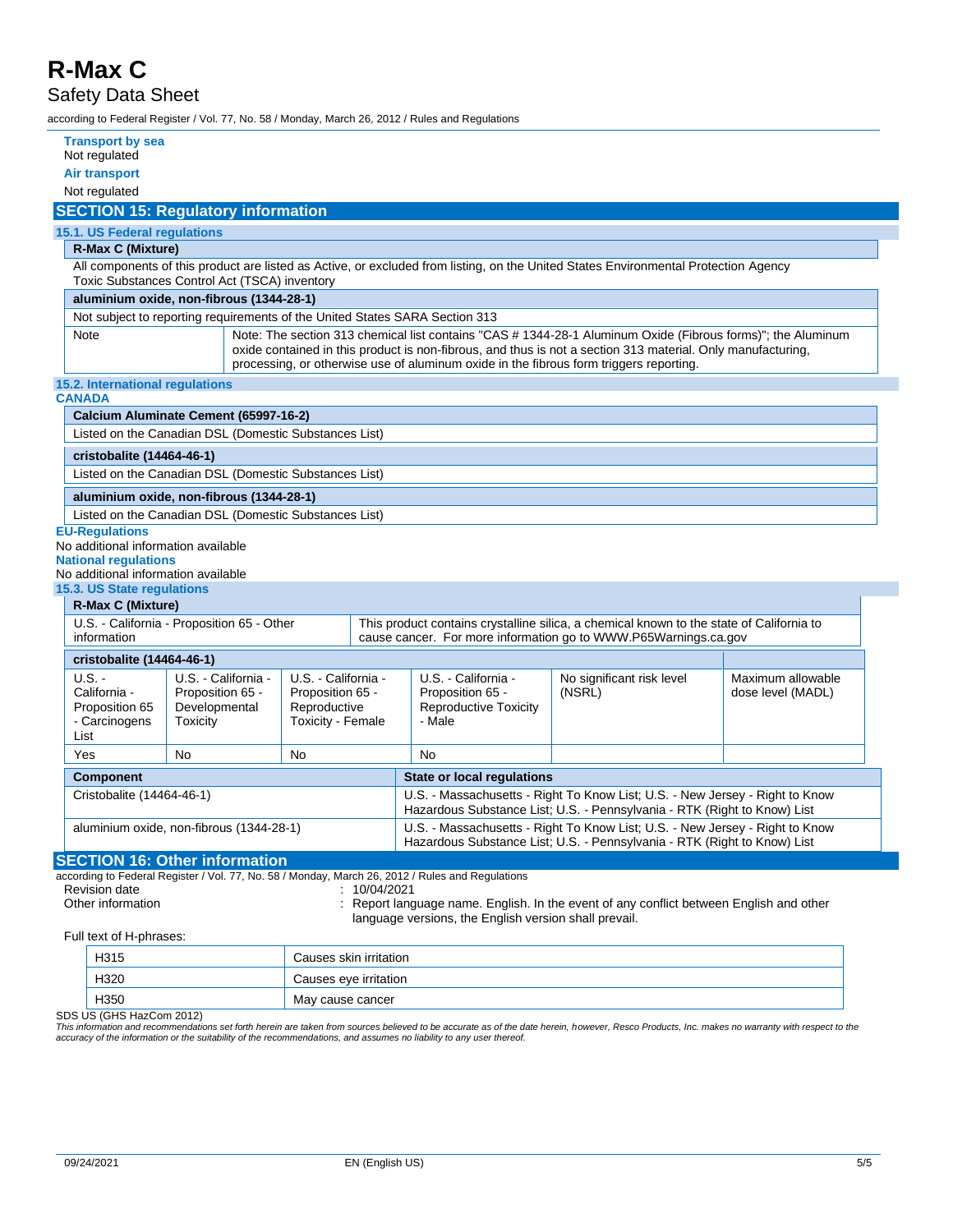**Transport by sea**

Not regulated

**Air transport**

Not regulated

## SECTION 15: Regulatory information

### 15.1. US Federal regulations

| R-Max C (Mixture) |
|---|
| All components of this product are listed as Active, or excluded from listing, on the United States Environmental Protection Agency Toxic Substances Control Act (TSCA) inventory |

| aluminium oxide, non-fibrous (1344-28-1) | |
|---|---|
| Not subject to reporting requirements of the United States SARA Section 313 | |
| Note | Note: The section 313 chemical list contains "CAS # 1344-28-1 Aluminum Oxide (Fibrous forms)"; the Aluminum oxide contained in this product is non-fibrous, and thus is not a section 313 material. Only manufacturing, processing, or otherwise use of aluminum oxide in the fibrous form triggers reporting. |

### 15.2. International regulations

**CANADA**

| Calcium Aluminate Cement (65997-16-2) |
|---|
| Listed on the Canadian DSL (Domestic Substances List) |

| cristobalite (14464-46-1) |
|---|
| Listed on the Canadian DSL (Domestic Substances List) |

| aluminium oxide, non-fibrous (1344-28-1) |
|---|
| Listed on the Canadian DSL (Domestic Substances List) |

**EU-Regulations**

No additional information available

**National regulations**

No additional information available

### 15.3. US State regulations

| R-Max C (Mixture) | |
|---|---|
| U.S. - California - Proposition 65 - Other information | This product contains crystalline silica, a chemical known to the state of California to cause cancer. For more information go to WWW.P65Warnings.ca.gov |

| cristobalite (14464-46-1) | | | | | |
|---|---|---|---|---|---|
| U.S. - California - Proposition 65 - Carcinogens List | U.S. - California - Proposition 65 - Developmental Toxicity | U.S. - California - Proposition 65 - Reproductive Toxicity - Female | U.S. - California - Proposition 65 - Reproductive Toxicity - Male | No significant risk level (NSRL) | Maximum allowable dose level (MADL) |
| Yes | No | No | No | | |

| Component | State or local regulations |
|---|---|
| Cristobalite (14464-46-1) | U.S. - Massachusetts - Right To Know List; U.S. - New Jersey - Right to Know Hazardous Substance List; U.S. - Pennsylvania - RTK (Right to Know) List |
| aluminium oxide, non-fibrous (1344-28-1) | U.S. - Massachusetts - Right To Know List; U.S. - New Jersey - Right to Know Hazardous Substance List; U.S. - Pennsylvania - RTK (Right to Know) List |

## SECTION 16: Other information

according to Federal Register / Vol. 77, No. 58 / Monday, March 26, 2012 / Rules and Regulations

Revision date : 10/04/2021

Other information : Report language name. English. In the event of any conflict between English and other language versions, the English version shall prevail.

Full text of H-phrases:

| | |
|---|---|
| H315 | Causes skin irritation |
| H320 | Causes eye irritation |
| H350 | May cause cancer |

SDS US (GHS HazCom 2012)

*This information and recommendations set forth herein are taken from sources believed to be accurate as of the date herein, however, Resco Products, Inc. makes no warranty with respect to the accuracy of the information or the suitability of the recommendations, and assumes no liability to any user thereof.*